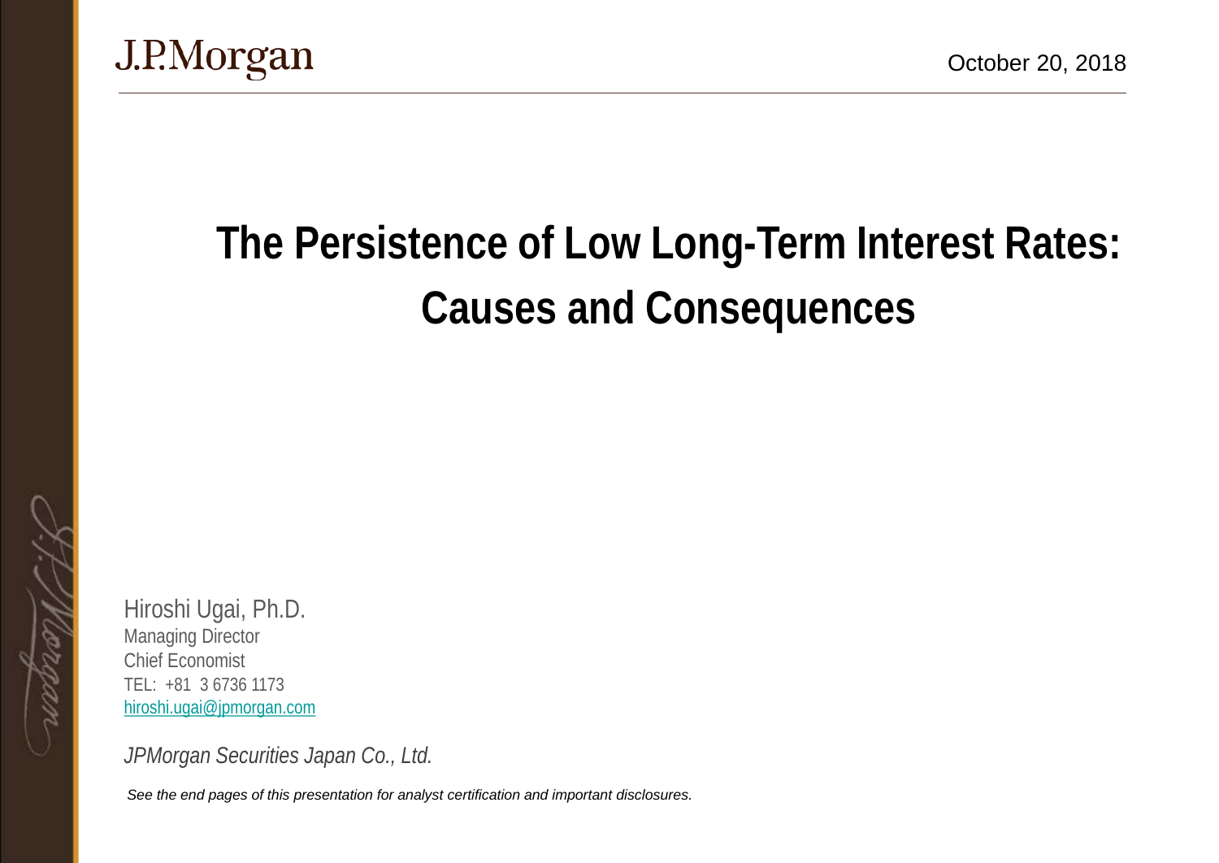J.P.Morgan

October 20, 2018

# The Persistence of Low Long-Term Interest Rates: Causes and Consequences

Hiroshi Ugai, Ph.D.
Managing Director
Chief Economist
TEL: +81 3 6736 1173
hiroshi.ugai@jpmorgan.com

*JPMorgan Securities Japan Co., Ltd.*

*See the end pages of this presentation for analyst certification and important disclosures.*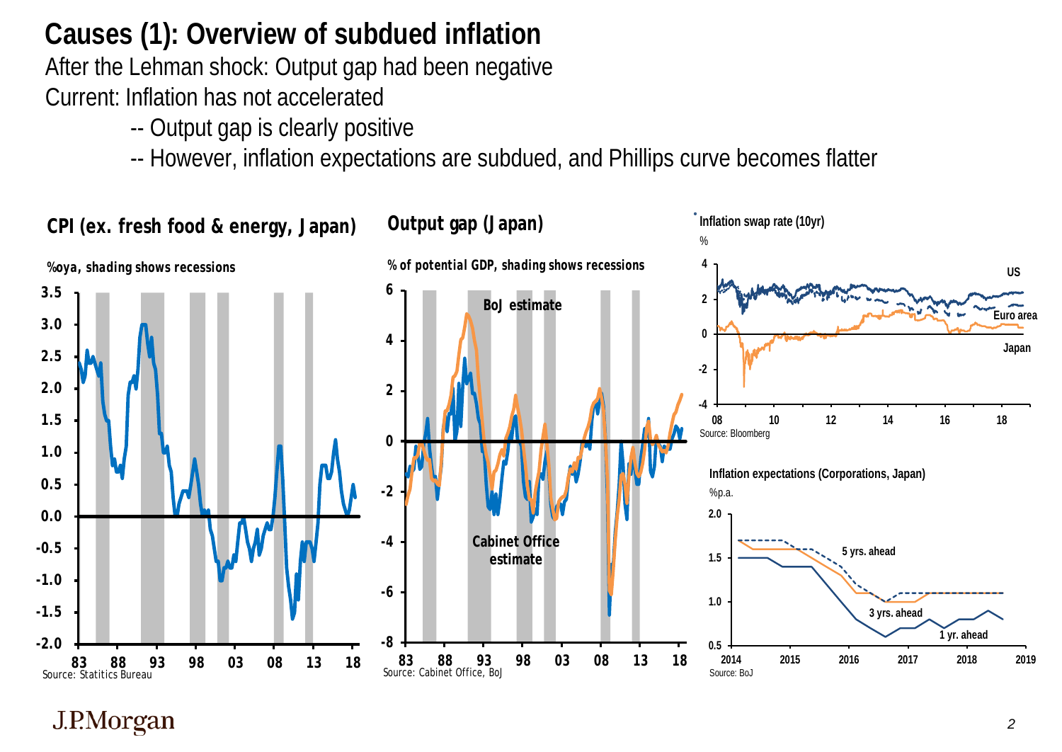# Causes (1): Overview of subdued inflation

After the Lehman shock: Output gap had been negative

Current: Inflation has not accelerated

- -- Output gap is clearly positive
- -- However, inflation expectations are subdued, and Phillips curve becomes flatter

**CPI (ex. fresh food & energy, Japan)**

%oya, shading shows recessions

Source: Statitics Bureau

**Output gap (Japan)**

% of potential GDP, shading shows recessions

BoJ estimate

Cabinet Office estimate

Source: Cabinet Office, BoJ

**Inflation swap rate (10yr)**

%

US

Euro area

Japan

Source: Bloomberg

**Inflation expectations (Corporations, Japan)**

%p.a.

5 yrs. ahead

3 yrs. ahead

1 yr. ahead

Source: BoJ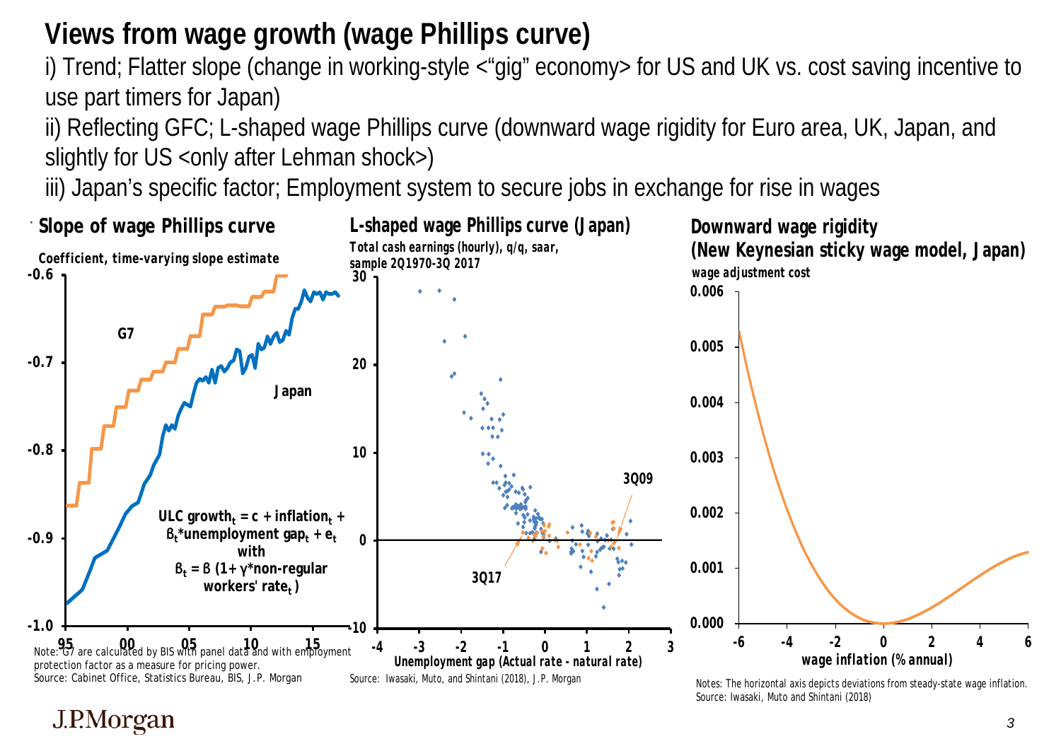# Views from wage growth (wage Phillips curve)

i) Trend; Flatter slope (change in working-style <"gig" economy> for US and UK vs. cost saving incentive to use part timers for Japan)

ii) Reflecting GFC; L-shaped wage Phillips curve (downward wage rigidity for Euro area, UK, Japan, and slightly for US <only after Lehman shock>)

iii) Japan's specific factor; Employment system to secure jobs in exchange for rise in wages

**Slope of wage Phillips curve**

Coefficient, time-varying slope estimate

G7

Japan

$$\text{ULC growth}_t = c + \text{inflation}_t + \beta_t \text{*unemployment gap}_t + e_t$$

with

$$\beta_t = \beta\,(1 + \gamma\text{*non-regular workers' rate}_t)$$

Note: G7 are calculated by BIS with panel data and with employment protection factor as a measure for pricing power.
Source: Cabinet Office, Statistics Bureau, BIS, J.P. Morgan

**L-shaped wage Phillips curve (Japan)**

Total cash earnings (hourly), q/q, saar, sample 2Q1970-3Q 2017

3Q09

3Q17

Unemployment gap (Actual rate - natural rate)

Source: Iwasaki, Muto, and Shintani (2018), J.P. Morgan

**Downward wage rigidity (New Keynesian sticky wage model, Japan)**

wage adjustment cost

wage inflation (% annual)

Notes: The horizontal axis depicts deviations from steady-state wage inflation.
Source: Iwasaki, Muto and Shintani (2018)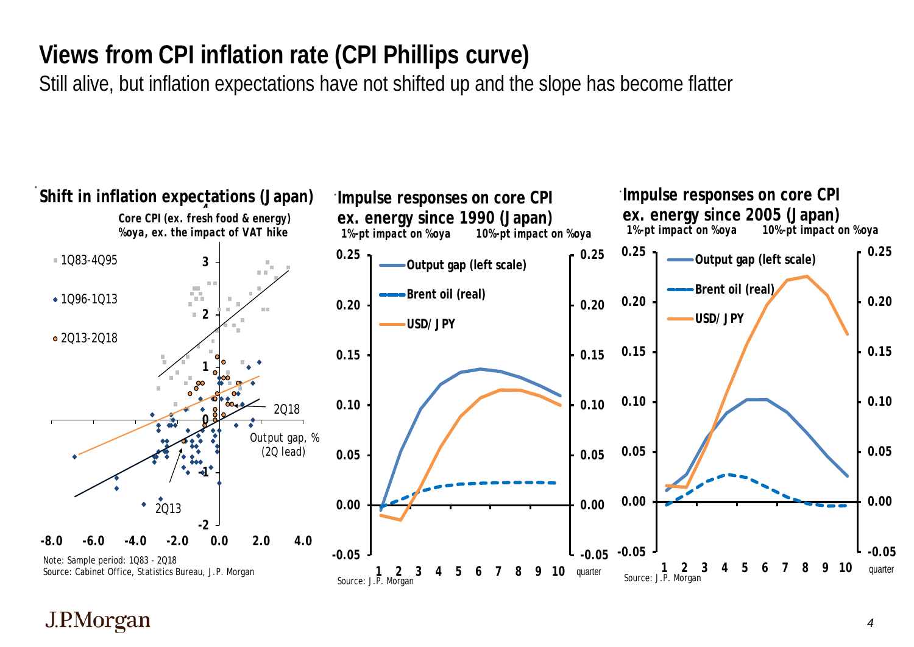# Views from CPI inflation rate (CPI Phillips curve)

Still alive, but inflation expectations have not shifted up and the slope has become flatter

**Shift in inflation expectations (Japan)**

**Core CPI (ex. fresh food & energy) %oya, ex. the impact of VAT hike**

Legend: 1Q83-4Q95; 1Q96-1Q13; 2Q13-2Q18

Labels: 2Q18; 2Q13; Output gap, % (2Q lead)

Note: Sample period: 1Q83 - 2Q18

Source: Cabinet Office, Statistics Bureau, J.P. Morgan

**Impulse responses on core CPI ex. energy since 1990 (Japan)**

1%-pt impact on %oya; 10%-pt impact on %oya

Legend: Output gap (left scale); Brent oil (real); USD/JPY

Source: J.P. Morgan

**Impulse responses on core CPI ex. energy since 2005 (Japan)**

1%-pt impact on %oya; 10%-pt impact on %oya

Legend: Output gap (left scale); Brent oil (real); USD/JPY

Source: J.P. Morgan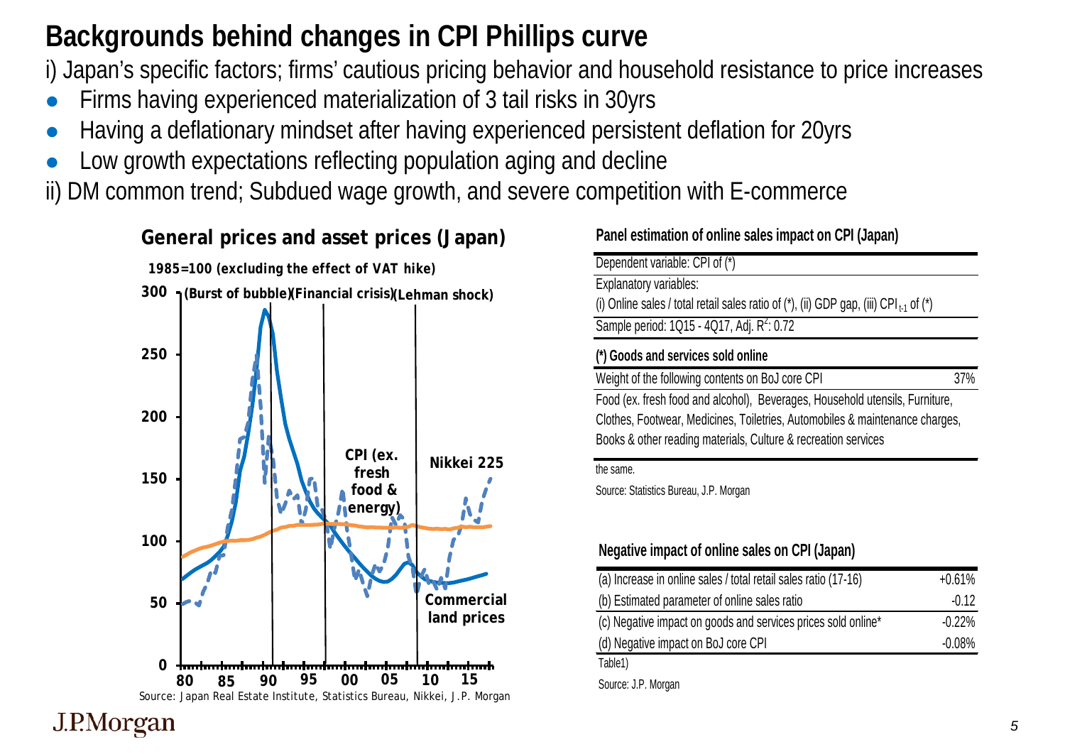# Backgrounds behind changes in CPI Phillips curve

i) Japan's specific factors; firms' cautious pricing behavior and household resistance to price increases

- Firms having experienced materialization of 3 tail risks in 30yrs
- Having a deflationary mindset after having experienced persistent deflation for 20yrs
- Low growth expectations reflecting population aging and decline

ii) DM common trend; Subdued wage growth, and severe competition with E-commerce

**General prices and asset prices (Japan)**

1985=100 (excluding the effect of VAT hike)

Source: Japan Real Estate Institute, Statistics Bureau, Nikkei, J.P. Morgan

**Panel estimation of online sales impact on CPI (Japan)**

| Dependent variable: CPI of (*) | |
|---|---|
| Explanatory variables: (i) Online sales / total retail sales ratio of (*), (ii) GDP gap, (iii) $CPI_{t-1}$ of (*) | |
| Sample period: 1Q15 - 4Q17, Adj. $R^2$: 0.72 | |
| **(*) Goods and services sold online** | |
| Weight of the following contents on BoJ core CPI | 37% |
| Food (ex. fresh food and alcohol), Beverages, Household utensils, Furniture, Clothes, Footwear, Medicines, Toiletries, Automobiles & maintenance charges, Books & other reading materials, Culture & recreation services | |

the same.

Source: Statistics Bureau, J.P. Morgan

**Negative impact of online sales on CPI (Japan)**

| | |
|---|---|
| (a) Increase in online sales / total retail sales ratio (17-16) | +0.61% |
| (b) Estimated parameter of online sales ratio | -0.12 |
| (c) Negative impact on goods and services prices sold online* | -0.22% |
| (d) Negative impact on BoJ core CPI | -0.08% |

Table1)

Source: J.P. Morgan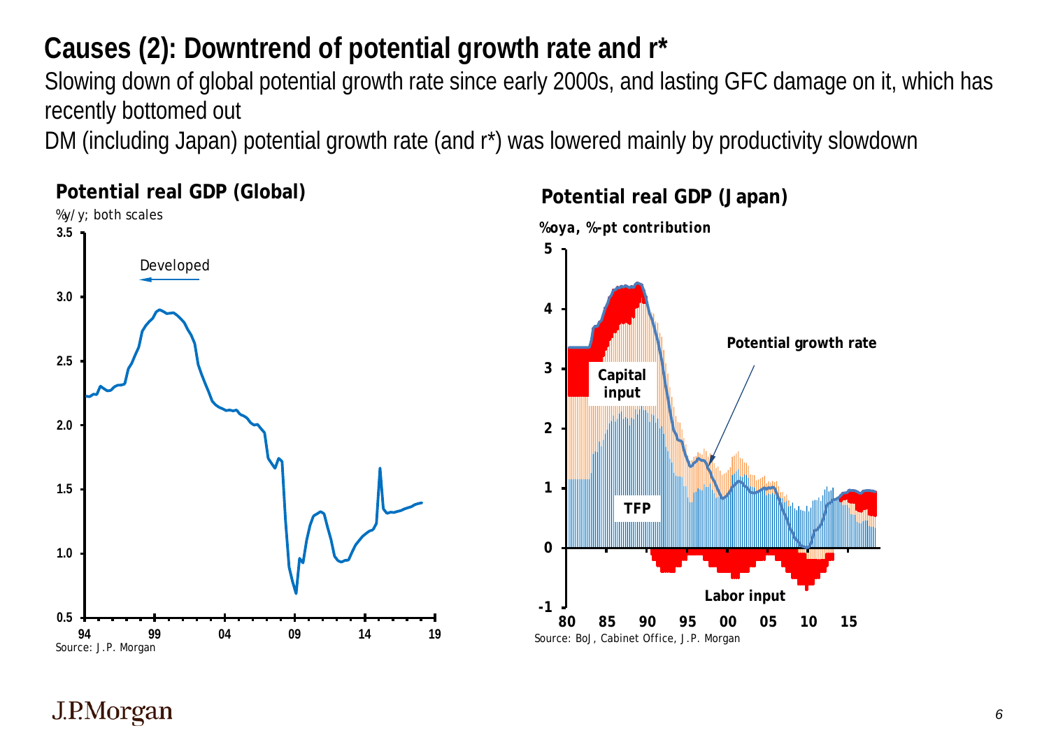# Causes (2): Downtrend of potential growth rate and r*

Slowing down of global potential growth rate since early 2000s, and lasting GFC damage on it, which has recently bottomed out

DM (including Japan) potential growth rate (and r*) was lowered mainly by productivity slowdown

**Potential real GDP (Global)**

%y/y; both scales

Developed

Source: J.P. Morgan

**Potential real GDP (Japan)**

%oya, %-pt contribution

Potential growth rate

Capital input

TFP

Labor input

Source: BoJ, Cabinet Office, J.P. Morgan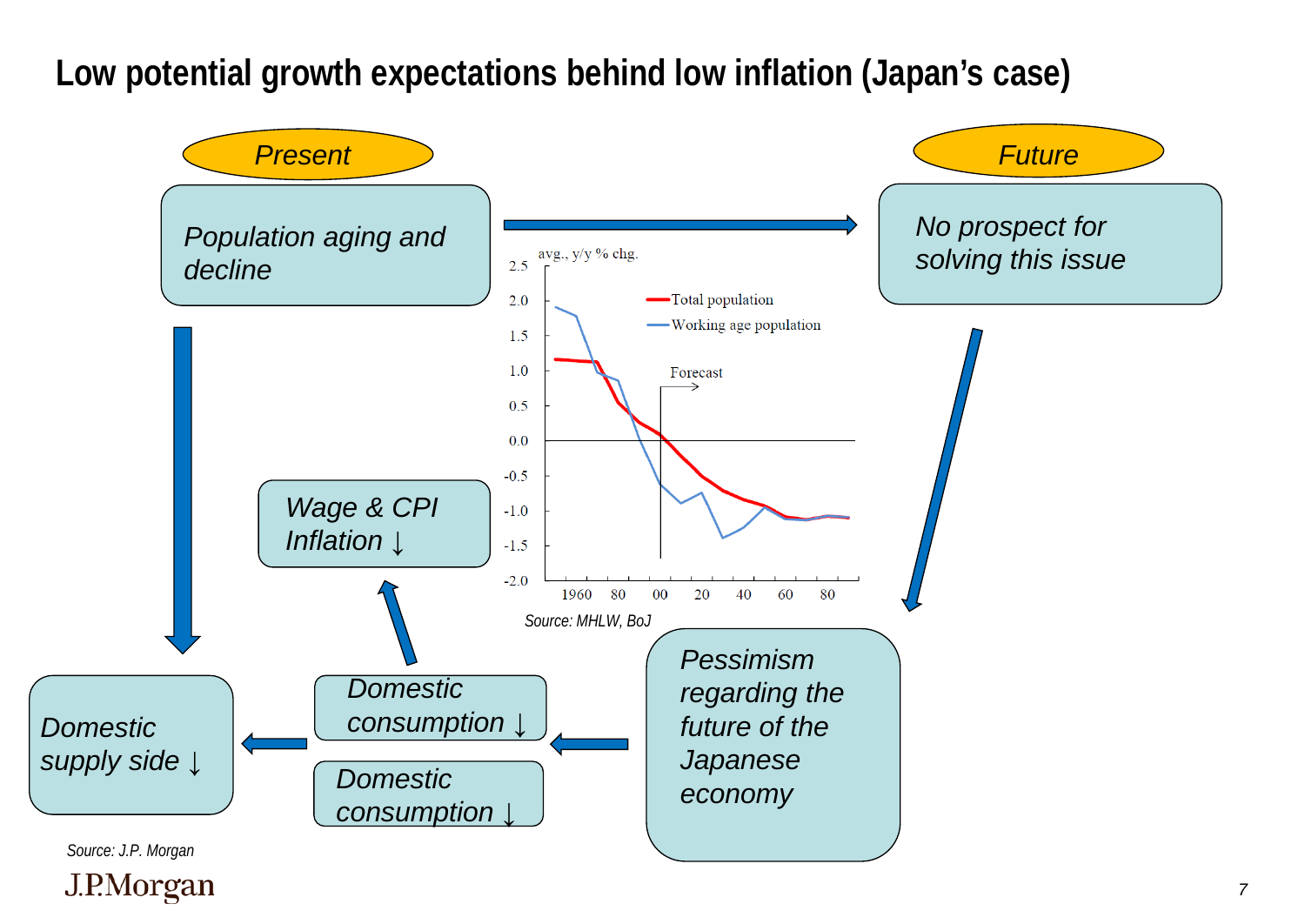# Low potential growth expectations behind low inflation (Japan's case)

*Present*

*Population aging and decline*

*Future*

*No prospect for solving this issue*

avg., y/y % chg.

Total population

Working age population

Forecast

Source: MHLW, BoJ

*Wage & CPI Inflation ↓*

*Domestic supply side ↓*

*Domestic consumption ↓*

*Domestic consumption ↓*

*Pessimism regarding the future of the Japanese economy*

Source: J.P. Morgan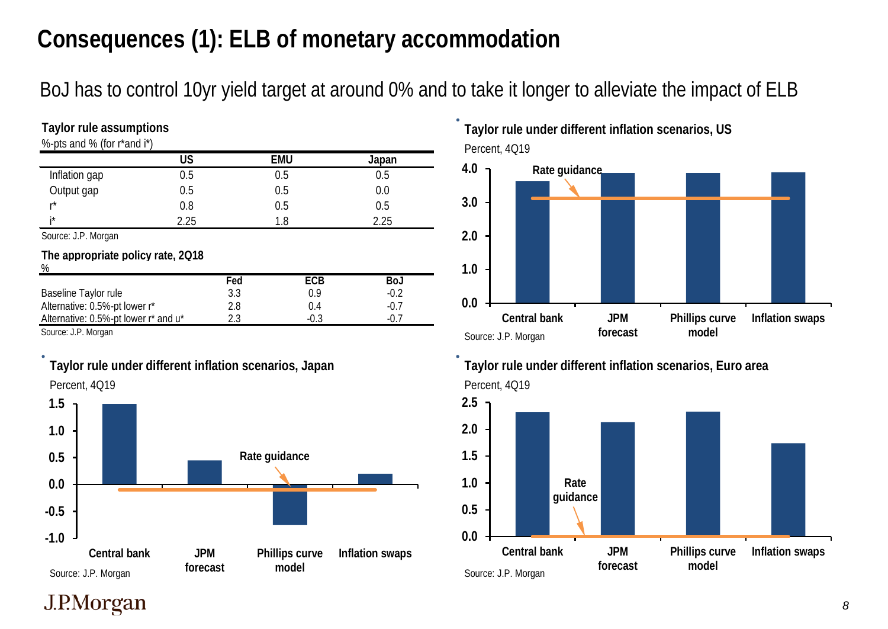# Consequences (1): ELB of monetary accommodation

BoJ has to control 10yr yield target at around 0% and to take it longer to alleviate the impact of ELB

**Taylor rule assumptions**

%-pts and % (for r*and i*)

| | US | EMU | Japan |
|---|---|---|---|
| Inflation gap | 0.5 | 0.5 | 0.5 |
| Output gap | 0.5 | 0.5 | 0.0 |
| r* | 0.8 | 0.5 | 0.5 |
| i* | 2.25 | 1.8 | 2.25 |

Source: J.P. Morgan

**The appropriate policy rate, 2Q18**

%

| | Fed | ECB | BoJ |
|---|---|---|---|
| Baseline Taylor rule | 3.3 | 0.9 | -0.2 |
| Alternative: 0.5%-pt lower r* | 2.8 | 0.4 | -0.7 |
| Alternative: 0.5%-pt lower r* and u* | 2.3 | -0.3 | -0.7 |

Source: J.P. Morgan

**Taylor rule under different inflation scenarios, US**

Percent, 4Q19

Source: J.P. Morgan

**Taylor rule under different inflation scenarios, Japan**

Percent, 4Q19

Source: J.P. Morgan

**Taylor rule under different inflation scenarios, Euro area**

Percent, 4Q19

Source: J.P. Morgan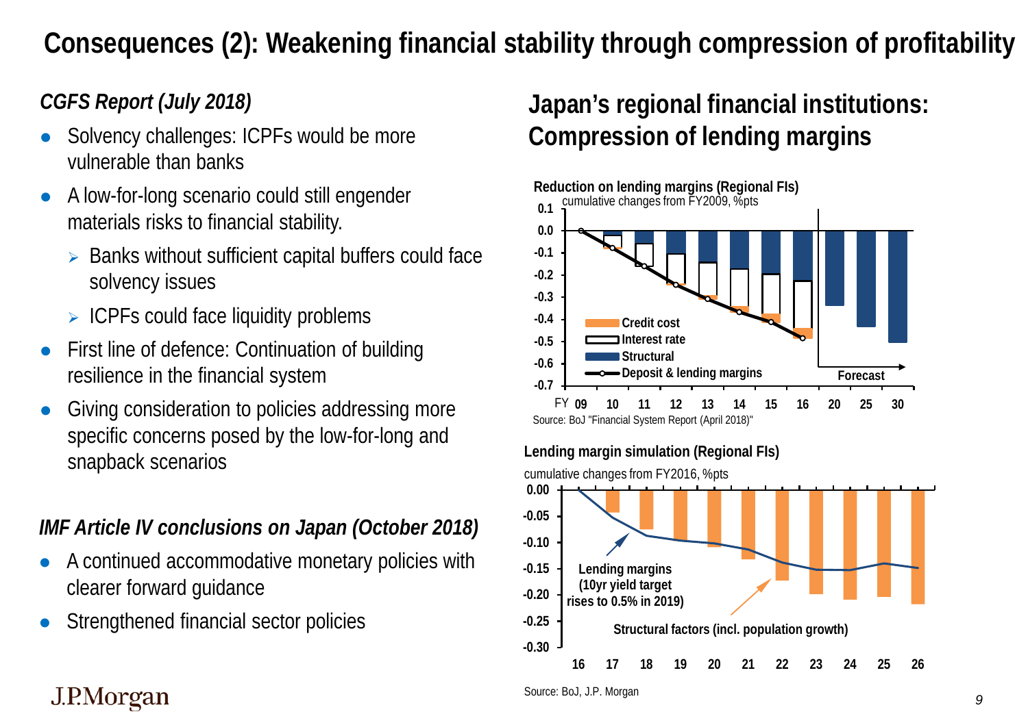# Consequences (2): Weakening financial stability through compression of profitability

*CGFS Report (July 2018)*

- Solvency challenges: ICPFs would be more vulnerable than banks
- A low-for-long scenario could still engender materials risks to financial stability.
  - Banks without sufficient capital buffers could face solvency issues
  - ICPFs could face liquidity problems
- First line of defence: Continuation of building resilience in the financial system
- Giving consideration to policies addressing more specific concerns posed by the low-for-long and snapback scenarios

*IMF Article IV conclusions on Japan (October 2018)*

- A continued accommodative monetary policies with clearer forward guidance
- Strengthened financial sector policies

## Japan's regional financial institutions: Compression of lending margins

**Reduction on lending margins (Regional FIs)**

cumulative changes from FY2009, %pts

Legend: Credit cost; Interest rate; Structural; Deposit & lending margins

FY 09, 10, 11, 12, 13, 14, 15, 16, 20, 25, 30 — Forecast (FY20–30)

Source: BoJ "Financial System Report (April 2018)"

**Lending margin simulation (Regional FIs)**

cumulative changes from FY2016, %pts

Lending margins (10yr yield target rises to 0.5% in 2019)

Structural factors (incl. population growth)

Source: BoJ, J.P. Morgan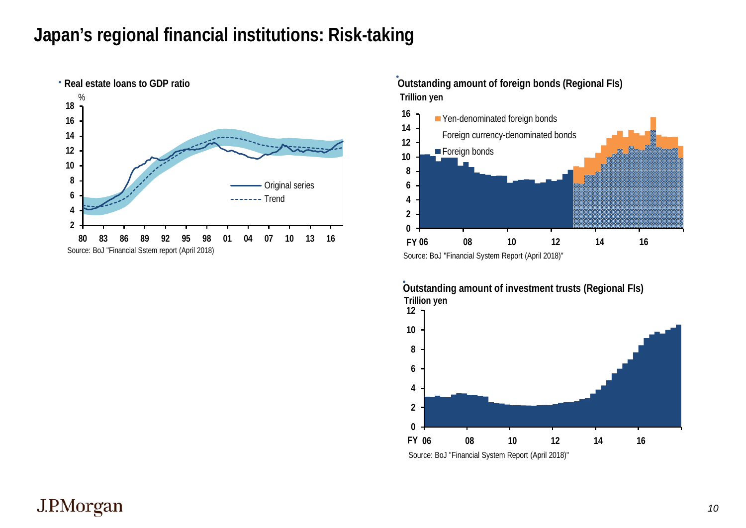# Japan's regional financial institutions: Risk-taking

- **Real estate loans to GDP ratio**

%

Original series

Trend

Source: BoJ "Financial Sstem report (April 2018)

- **Outstanding amount of foreign bonds (Regional FIs)**

**Trillion yen**

Yen-denominated foreign bonds

Foreign currency-denominated bonds

Foreign bonds

Source: BoJ "Financial System Report (April 2018)"

- **Outstanding amount of investment trusts (Regional FIs)**

**Trillion yen**

Source: BoJ "Financial System Report (April 2018)"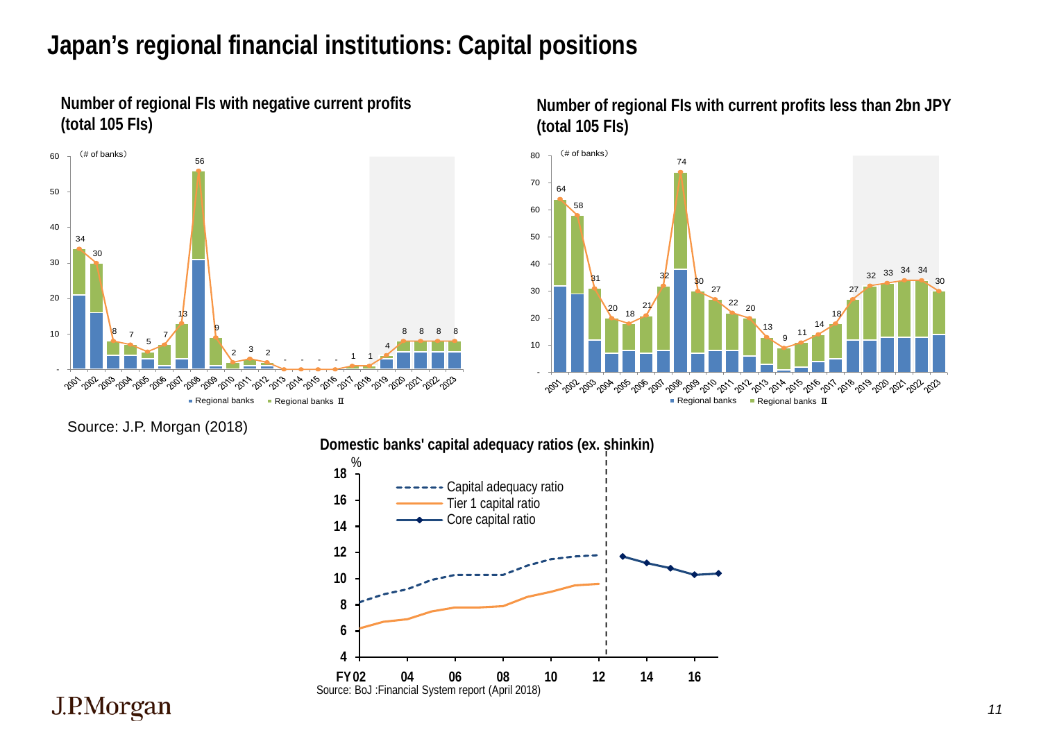# Japan's regional financial institutions: Capital positions

**Number of regional FIs with negative current profits (total 105 FIs)**

(# of banks)

| Year | Total |
|---|---|
| 2001 | 34 |
| 2002 | 30 |
| 2003 | 8 |
| 2004 | 7 |
| 2005 | 5 |
| 2006 | 7 |
| 2007 | 13 |
| 2008 | 56 |
| 2009 | 9 |
| 2010 | 2 |
| 2011 | 3 |
| 2012 | 2 |
| 2013 | - |
| 2014 | - |
| 2015 | - |
| 2016 | - |
| 2017 | 1 |
| 2018 | 1 |
| 2019 | 4 |
| 2020 | 8 |
| 2021 | 8 |
| 2022 | 8 |
| 2023 | 8 |

Regional banks / Regional banks Ⅱ

**Number of regional FIs with current profits less than 2bn JPY (total 105 FIs)**

(# of banks)

| Year | Total |
|---|---|
| 2001 | 64 |
| 2002 | 58 |
| 2003 | 31 |
| 2004 | 20 |
| 2005 | 18 |
| 2006 | 21 |
| 2007 | 32 |
| 2008 | 74 |
| 2009 | 30 |
| 2010 | 27 |
| 2011 | 22 |
| 2012 | 20 |
| 2013 | 13 |
| 2014 | 9 |
| 2015 | 11 |
| 2016 | 14 |
| 2017 | 18 |
| 2018 | 27 |
| 2019 | 32 |
| 2020 | 33 |
| 2021 | 34 |
| 2022 | 34 |
| 2023 | 30 |

Regional banks / Regional banks Ⅱ

Source: J.P. Morgan (2018)

**Domestic banks' capital adequacy ratios (ex. shinkin)**

%

Capital adequacy ratio / Tier 1 capital ratio / Core capital ratio

FY02 – FY16

Source: BoJ :Financial System report (April 2018)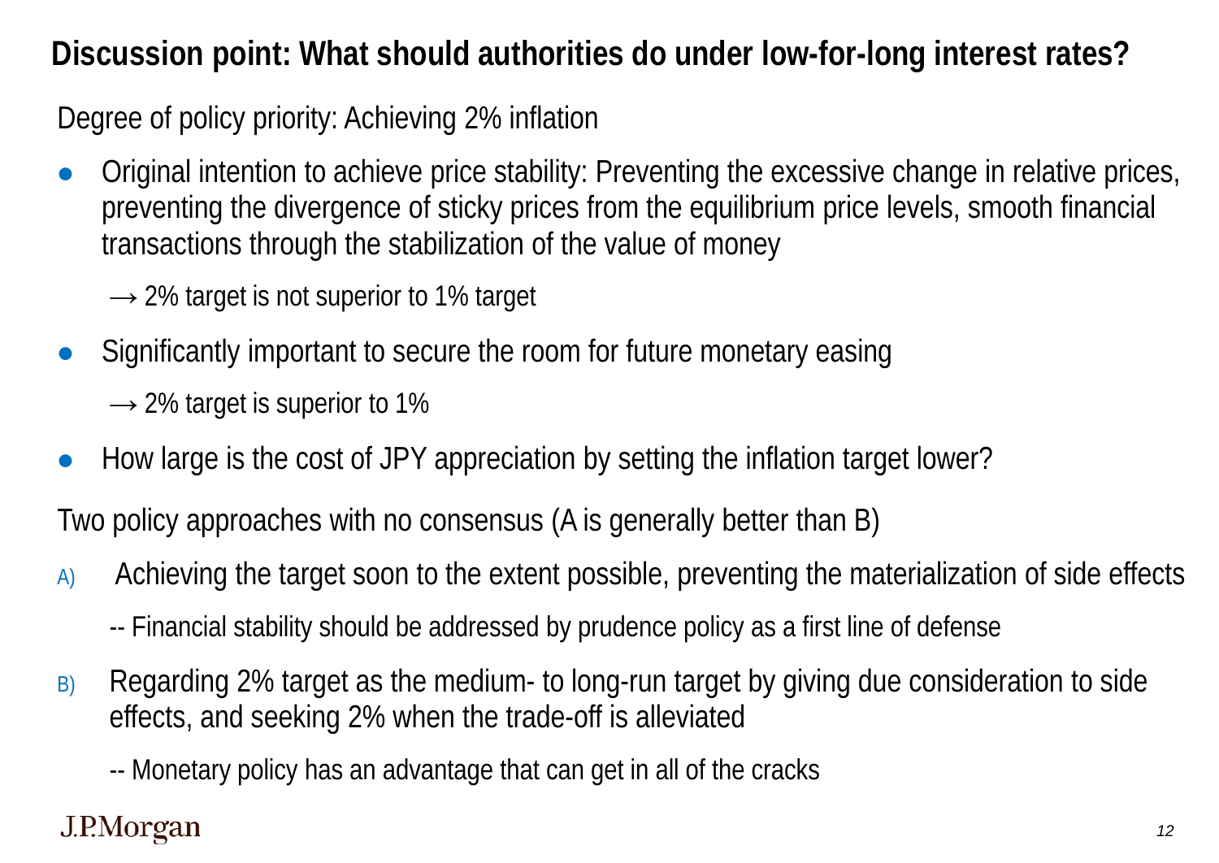## Discussion point: What should authorities do under low-for-long interest rates?

Degree of policy priority: Achieving 2% inflation

- Original intention to achieve price stability: Preventing the excessive change in relative prices, preventing the divergence of sticky prices from the equilibrium price levels, smooth financial transactions through the stabilization of the value of money

  → 2% target is not superior to 1% target

- Significantly important to secure the room for future monetary easing

  → 2% target is superior to 1%

- How large is the cost of JPY appreciation by setting the inflation target lower?

Two policy approaches with no consensus (A is generally better than B)

A) Achieving the target soon to the extent possible, preventing the materialization of side effects

   -- Financial stability should be addressed by prudence policy as a first line of defense

B) Regarding 2% target as the medium- to long-run target by giving due consideration to side effects, and seeking 2% when the trade-off is alleviated

   -- Monetary policy has an advantage that can get in all of the cracks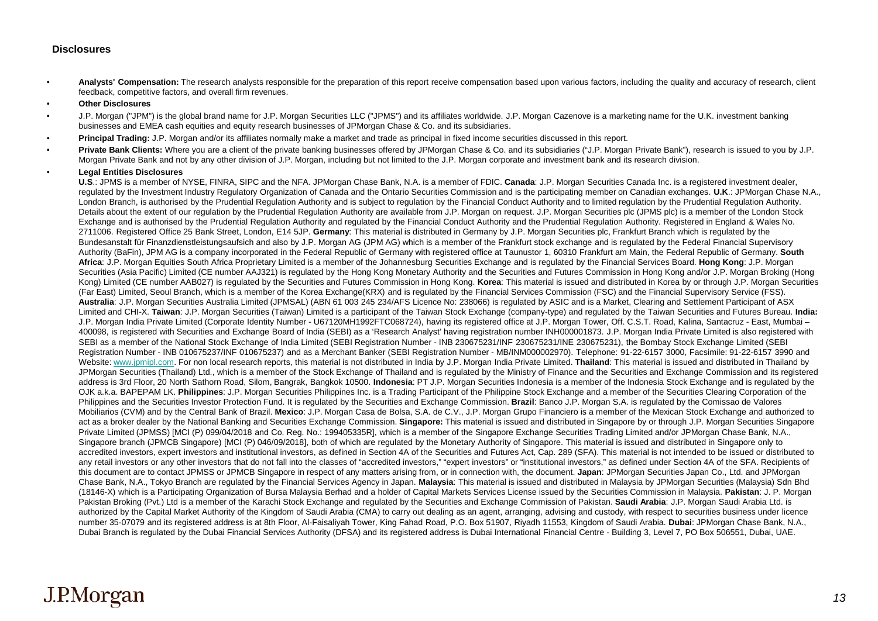## Disclosures

- **Analysts' Compensation:** The research analysts responsible for the preparation of this report receive compensation based upon various factors, including the quality and accuracy of research, client feedback, competitive factors, and overall firm revenues.
- **Other Disclosures**
- J.P. Morgan ("JPM") is the global brand name for J.P. Morgan Securities LLC ("JPMS") and its affiliates worldwide. J.P. Morgan Cazenove is a marketing name for the U.K. investment banking businesses and EMEA cash equities and equity research businesses of JPMorgan Chase & Co. and its subsidiaries.
- **Principal Trading:** J.P. Morgan and/or its affiliates normally make a market and trade as principal in fixed income securities discussed in this report.
- **Private Bank Clients:** Where you are a client of the private banking businesses offered by JPMorgan Chase & Co. and its subsidiaries ("J.P. Morgan Private Bank"), research is issued to you by J.P. Morgan Private Bank and not by any other division of J.P. Morgan, including but not limited to the J.P. Morgan corporate and investment bank and its research division.
- **Legal Entities Disclosures**

  **U.S**.: JPMS is a member of NYSE, FINRA, SIPC and the NFA. JPMorgan Chase Bank, N.A. is a member of FDIC. **Canada**: J.P. Morgan Securities Canada Inc. is a registered investment dealer, regulated by the Investment Industry Regulatory Organization of Canada and the Ontario Securities Commission and is the participating member on Canadian exchanges. **U.K**.: JPMorgan Chase N.A., London Branch, is authorised by the Prudential Regulation Authority and is subject to regulation by the Financial Conduct Authority and to limited regulation by the Prudential Regulation Authority. Details about the extent of our regulation by the Prudential Regulation Authority are available from J.P. Morgan on request. J.P. Morgan Securities plc (JPMS plc) is a member of the London Stock Exchange and is authorised by the Prudential Regulation Authority and regulated by the Financial Conduct Authority and the Prudential Regulation Authority. Registered in England & Wales No. 2711006. Registered Office 25 Bank Street, London, E14 5JP. **Germany**: This material is distributed in Germany by J.P. Morgan Securities plc, Frankfurt Branch which is regulated by the Bundesanstalt für Finanzdienstleistungsaufsicht and also by J.P. Morgan AG (JPM AG) which is a member of the Frankfurt stock exchange and is regulated by the Federal Financial Supervisory Authority (BaFin), JPM AG is a company incorporated in the Federal Republic of Germany with registered office at Taunustor 1, 60310 Frankfurt am Main, the Federal Republic of Germany. **South Africa**: J.P. Morgan Equities South Africa Proprietary Limited is a member of the Johannesburg Securities Exchange and is regulated by the Financial Services Board. **Hong Kong**: J.P. Morgan Securities (Asia Pacific) Limited (CE number AAJ321) is regulated by the Hong Kong Monetary Authority and the Securities and Futures Commission in Hong Kong and/or J.P. Morgan Broking (Hong Kong) Limited (CE number AAB027) is regulated by the Securities and Futures Commission in Hong Kong. **Korea**: This material is issued and distributed in Korea by or through J.P. Morgan Securities (Far East) Limited, Seoul Branch, which is a member of the Korea Exchange(KRX) and is regulated by the Financial Services Commission (FSC) and the Financial Supervisory Service (FSS). **Australia**: J.P. Morgan Securities Australia Limited (JPMSAL) (ABN 61 003 245 234/AFS Licence No: 238066) is regulated by ASIC and is a Market, Clearing and Settlement Participant of ASX Limited and CHI-X. **Taiwan**: J.P. Morgan Securities (Taiwan) Limited is a participant of the Taiwan Stock Exchange (company-type) and regulated by the Taiwan Securities and Futures Bureau. **India:** J.P. Morgan India Private Limited (Corporate Identity Number - U67120MH1992FTC068724), having its registered office at J.P. Morgan Tower, Off. C.S.T. Road, Kalina, Santacruz - East, Mumbai – 400098, is registered with Securities and Exchange Board of India (SEBI) as a 'Research Analyst' having registration number INH000001873. J.P. Morgan India Private Limited is also registered with SEBI as a member of the National Stock Exchange of India Limited (SEBI Registration Number - INB 230675231/INF 230675231/INE 230675231), the Bombay Stock Exchange Limited (SEBI Registration Number - INB 010675237/INF 010675237) and as a Merchant Banker (SEBI Registration Number - MB/INM000002970). Telephone: 91-22-6157 3000, Facsimile: 91-22-6157 3990 and Website: www.jpmipl.com. For non local research reports, this material is not distributed in India by J.P. Morgan India Private Limited. **Thailand**: This material is issued and distributed in Thailand by JPMorgan Securities (Thailand) Ltd., which is a member of the Stock Exchange of Thailand and is regulated by the Ministry of Finance and the Securities and Exchange Commission and its registered address is 3rd Floor, 20 North Sathorn Road, Silom, Bangrak, Bangkok 10500. **Indonesia**: PT J.P. Morgan Securities Indonesia is a member of the Indonesia Stock Exchange and is regulated by the OJK a.k.a. BAPEPAM LK. **Philippines**: J.P. Morgan Securities Philippines Inc. is a Trading Participant of the Philippine Stock Exchange and a member of the Securities Clearing Corporation of the Philippines and the Securities Investor Protection Fund. It is regulated by the Securities and Exchange Commission. **Brazil**: Banco J.P. Morgan S.A. is regulated by the Comissao de Valores Mobiliarios (CVM) and by the Central Bank of Brazil. **Mexico**: J.P. Morgan Casa de Bolsa, S.A. de C.V., J.P. Morgan Grupo Financiero is a member of the Mexican Stock Exchange and authorized to act as a broker dealer by the National Banking and Securities Exchange Commission. **Singapore:** This material is issued and distributed in Singapore by or through J.P. Morgan Securities Singapore Private Limited (JPMSS) [MCI (P) 099/04/2018 and Co. Reg. No.: 199405335R], which is a member of the Singapore Exchange Securities Trading Limited and/or JPMorgan Chase Bank, N.A., Singapore branch (JPMCB Singapore) [MCI (P) 046/09/2018], both of which are regulated by the Monetary Authority of Singapore. This material is issued and distributed in Singapore only to accredited investors, expert investors and institutional investors, as defined in Section 4A of the Securities and Futures Act, Cap. 289 (SFA). This material is not intended to be issued or distributed to any retail investors or any other investors that do not fall into the classes of "accredited investors," "expert investors" or "institutional investors," as defined under Section 4A of the SFA. Recipients of this document are to contact JPMSS or JPMCB Singapore in respect of any matters arising from, or in connection with, the document. **Japan**: JPMorgan Securities Japan Co., Ltd. and JPMorgan Chase Bank, N.A., Tokyo Branch are regulated by the Financial Services Agency in Japan. **Malaysia**: This material is issued and distributed in Malaysia by JPMorgan Securities (Malaysia) Sdn Bhd (18146-X) which is a Participating Organization of Bursa Malaysia Berhad and a holder of Capital Markets Services License issued by the Securities Commission in Malaysia. **Pakistan**: J. P. Morgan Pakistan Broking (Pvt.) Ltd is a member of the Karachi Stock Exchange and regulated by the Securities and Exchange Commission of Pakistan. **Saudi Arabia**: J.P. Morgan Saudi Arabia Ltd. is authorized by the Capital Market Authority of the Kingdom of Saudi Arabia (CMA) to carry out dealing as an agent, arranging, advising and custody, with respect to securities business under licence number 35-07079 and its registered address is at 8th Floor, Al-Faisaliyah Tower, King Fahad Road, P.O. Box 51907, Riyadh 11553, Kingdom of Saudi Arabia. **Dubai**: JPMorgan Chase Bank, N.A., Dubai Branch is regulated by the Dubai Financial Services Authority (DFSA) and its registered address is Dubai International Financial Centre - Building 3, Level 7, PO Box 506551, Dubai, UAE.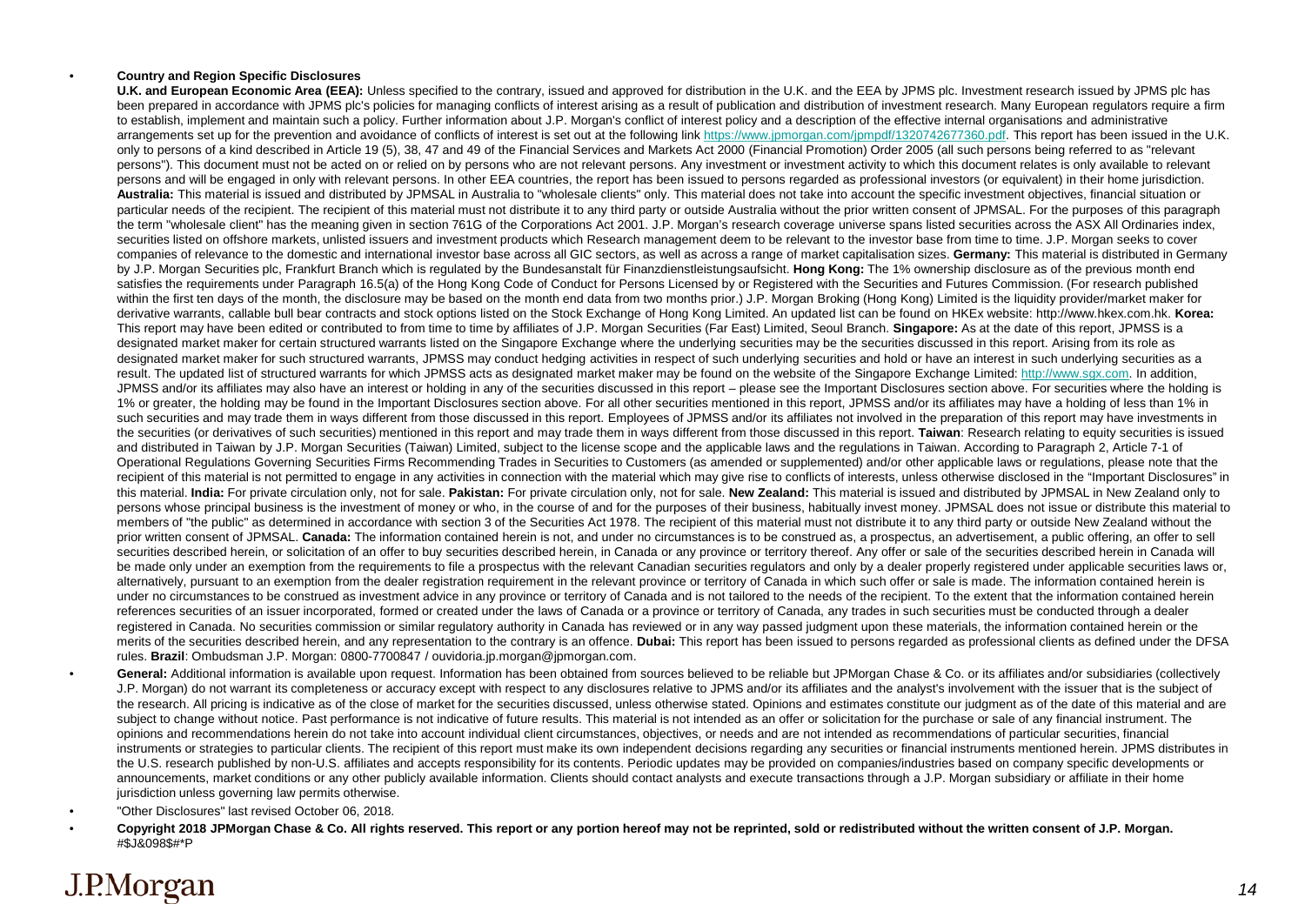- **Country and Region Specific Disclosures**

  **U.K. and European Economic Area (EEA):** Unless specified to the contrary, issued and approved for distribution in the U.K. and the EEA by JPMS plc. Investment research issued by JPMS plc has been prepared in accordance with JPMS plc's policies for managing conflicts of interest arising as a result of publication and distribution of investment research. Many European regulators require a firm to establish, implement and maintain such a policy. Further information about J.P. Morgan's conflict of interest policy and a description of the effective internal organisations and administrative arrangements set up for the prevention and avoidance of conflicts of interest is set out at the following link https://www.jpmorgan.com/jpmpdf/1320742677360.pdf. This report has been issued in the U.K. only to persons of a kind described in Article 19 (5), 38, 47 and 49 of the Financial Services and Markets Act 2000 (Financial Promotion) Order 2005 (all such persons being referred to as "relevant persons"). This document must not be acted on or relied on by persons who are not relevant persons. Any investment or investment activity to which this document relates is only available to relevant persons and will be engaged in only with relevant persons. In other EEA countries, the report has been issued to persons regarded as professional investors (or equivalent) in their home jurisdiction. **Australia:** This material is issued and distributed by JPMSAL in Australia to "wholesale clients" only. This material does not take into account the specific investment objectives, financial situation or particular needs of the recipient. The recipient of this material must not distribute it to any third party or outside Australia without the prior written consent of JPMSAL. For the purposes of this paragraph the term "wholesale client" has the meaning given in section 761G of the Corporations Act 2001. J.P. Morgan's research coverage universe spans listed securities across the ASX All Ordinaries index, securities listed on offshore markets, unlisted issuers and investment products which Research management deem to be relevant to the investor base from time to time. J.P. Morgan seeks to cover companies of relevance to the domestic and international investor base across all GIC sectors, as well as across a range of market capitalisation sizes. **Germany:** This material is distributed in Germany by J.P. Morgan Securities plc, Frankfurt Branch which is regulated by the Bundesanstalt für Finanzdienstleistungsaufsicht. **Hong Kong:** The 1% ownership disclosure as of the previous month end satisfies the requirements under Paragraph 16.5(a) of the Hong Kong Code of Conduct for Persons Licensed by or Registered with the Securities and Futures Commission. (For research published within the first ten days of the month, the disclosure may be based on the month end data from two months prior.) J.P. Morgan Broking (Hong Kong) Limited is the liquidity provider/market maker for derivative warrants, callable bull bear contracts and stock options listed on the Stock Exchange of Hong Kong Limited. An updated list can be found on HKEx website: http://www.hkex.com.hk. **Korea:** This report may have been edited or contributed to from time to time by affiliates of J.P. Morgan Securities (Far East) Limited, Seoul Branch. **Singapore:** As at the date of this report, JPMSS is a designated market maker for certain structured warrants listed on the Singapore Exchange where the underlying securities may be the securities discussed in this report. Arising from its role as designated market maker for such structured warrants, JPMSS may conduct hedging activities in respect of such underlying securities and hold or have an interest in such underlying securities as a result. The updated list of structured warrants for which JPMSS acts as designated market maker may be found on the website of the Singapore Exchange Limited: http://www.sgx.com. In addition, JPMSS and/or its affiliates may also have an interest or holding in any of the securities discussed in this report – please see the Important Disclosures section above. For securities where the holding is 1% or greater, the holding may be found in the Important Disclosures section above. For all other securities mentioned in this report, JPMSS and/or its affiliates may have a holding of less than 1% in such securities and may trade them in ways different from those discussed in this report. Employees of JPMSS and/or its affiliates not involved in the preparation of this report may have investments in the securities (or derivatives of such securities) mentioned in this report and may trade them in ways different from those discussed in this report. **Taiwan**: Research relating to equity securities is issued and distributed in Taiwan by J.P. Morgan Securities (Taiwan) Limited, subject to the license scope and the applicable laws and the regulations in Taiwan. According to Paragraph 2, Article 7-1 of Operational Regulations Governing Securities Firms Recommending Trades in Securities to Customers (as amended or supplemented) and/or other applicable laws or regulations, please note that the recipient of this material is not permitted to engage in any activities in connection with the material which may give rise to conflicts of interests, unless otherwise disclosed in the "Important Disclosures" in this material. **India:** For private circulation only, not for sale. **Pakistan:** For private circulation only, not for sale. **New Zealand:** This material is issued and distributed by JPMSAL in New Zealand only to persons whose principal business is the investment of money or who, in the course of and for the purposes of their business, habitually invest money. JPMSAL does not issue or distribute this material to members of "the public" as determined in accordance with section 3 of the Securities Act 1978. The recipient of this material must not distribute it to any third party or outside New Zealand without the prior written consent of JPMSAL. **Canada:** The information contained herein is not, and under no circumstances is to be construed as, a prospectus, an advertisement, a public offering, an offer to sell securities described herein, or solicitation of an offer to buy securities described herein, in Canada or any province or territory thereof. Any offer or sale of the securities described herein in Canada will be made only under an exemption from the requirements to file a prospectus with the relevant Canadian securities regulators and only by a dealer properly registered under applicable securities laws or, alternatively, pursuant to an exemption from the dealer registration requirement in the relevant province or territory of Canada in which such offer or sale is made. The information contained herein is under no circumstances to be construed as investment advice in any province or territory of Canada and is not tailored to the needs of the recipient. To the extent that the information contained herein references securities of an issuer incorporated, formed or created under the laws of Canada or a province or territory of Canada, any trades in such securities must be conducted through a dealer registered in Canada. No securities commission or similar regulatory authority in Canada has reviewed or in any way passed judgment upon these materials, the information contained herein or the merits of the securities described herein, and any representation to the contrary is an offence. **Dubai:** This report has been issued to persons regarded as professional clients as defined under the DFSA rules. **Brazil**: Ombudsman J.P. Morgan: 0800-7700847 / ouvidoria.jp.morgan@jpmorgan.com.

- **General:** Additional information is available upon request. Information has been obtained from sources believed to be reliable but JPMorgan Chase & Co. or its affiliates and/or subsidiaries (collectively J.P. Morgan) do not warrant its completeness or accuracy except with respect to any disclosures relative to JPMS and/or its affiliates and the analyst's involvement with the issuer that is the subject of the research. All pricing is indicative as of the close of market for the securities discussed, unless otherwise stated. Opinions and estimates constitute our judgment as of the date of this material and are subject to change without notice. Past performance is not indicative of future results. This material is not intended as an offer or solicitation for the purchase or sale of any financial instrument. The opinions and recommendations herein do not take into account individual client circumstances, objectives, or needs and are not intended as recommendations of particular securities, financial instruments or strategies to particular clients. The recipient of this report must make its own independent decisions regarding any securities or financial instruments mentioned herein. JPMS distributes in the U.S. research published by non-U.S. affiliates and accepts responsibility for its contents. Periodic updates may be provided on companies/industries based on company specific developments or announcements, market conditions or any other publicly available information. Clients should contact analysts and execute transactions through a J.P. Morgan subsidiary or affiliate in their home jurisdiction unless governing law permits otherwise.

- "Other Disclosures" last revised October 06, 2018.

- **Copyright 2018 JPMorgan Chase & Co. All rights reserved. This report or any portion hereof may not be reprinted, sold or redistributed without the written consent of J.P. Morgan.** #$J&098$#*P

J.P.Morgan